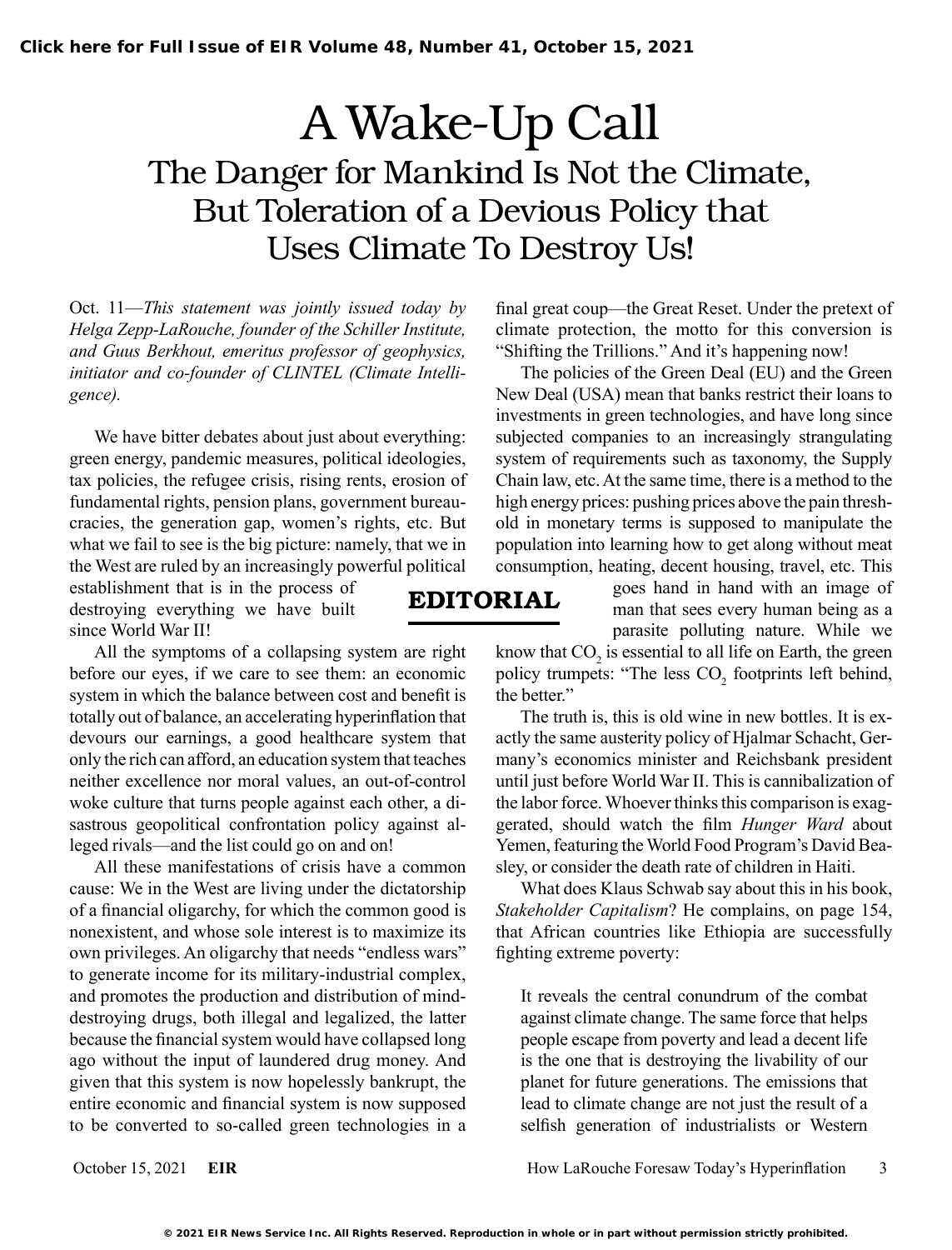# A Wake-Up Call

## The Danger for Mankind Is Not the Climate, But Toleration of a Devious Policy that Uses Climate To Destroy Us!

**EDITORIAL**

Oct. 11—*This statement was jointly issued today by Helga Zepp-LaRouche, founder of the Schiller Institute, and Guus Berkhout, emeritus professor of geophysics, initiator and co-founder of CLINTEL (Climate Intelligence).*

We have bitter debates about just about everything: green energy, pandemic measures, political ideologies, tax policies, the refugee crisis, rising rents, erosion of fundamental rights, pension plans, government bureaucracies, the generation gap, women's rights, etc. But what we fail to see is the big picture: namely, that we in the West are ruled by an increasingly powerful political establishment that is in the process of destroying everything we have built since World War II!

All the symptoms of a collapsing system are right before our eyes, if we care to see them: an economic system in which the balance between cost and benefit is totally out of balance, an accelerating hyperinflation that devours our earnings, a good healthcare system that only the rich can afford, an education system that teaches neither excellence nor moral values, an out-of-control woke culture that turns people against each other, a disastrous geopolitical confrontation policy against alleged rivals—and the list could go on and on!

All these manifestations of crisis have a common cause: We in the West are living under the dictatorship of a financial oligarchy, for which the common good is nonexistent, and whose sole interest is to maximize its own privileges. An oligarchy that needs "endless wars" to generate income for its military-industrial complex, and promotes the production and distribution of mind-destroying drugs, both illegal and legalized, the latter because the financial system would have collapsed long ago without the input of laundered drug money. And given that this system is now hopelessly bankrupt, the entire economic and financial system is now supposed to be converted to so-called green technologies in a final great coup—the Great Reset. Under the pretext of climate protection, the motto for this conversion is "Shifting the Trillions." And it's happening now!

The policies of the Green Deal (EU) and the Green New Deal (USA) mean that banks restrict their loans to investments in green technologies, and have long since subjected companies to an increasingly strangulating system of requirements such as taxonomy, the Supply Chain law, etc. At the same time, there is a method to the high energy prices: pushing prices above the pain threshold in monetary terms is supposed to manipulate the population into learning how to get along without meat consumption, heating, decent housing, travel, etc. This goes hand in hand with an image of man that sees every human being as a parasite polluting nature. While we know that $CO_2$ is essential to all life on Earth, the green policy trumpets: "The less $CO_2$ footprints left behind, the better."

The truth is, this is old wine in new bottles. It is exactly the same austerity policy of Hjalmar Schacht, Germany's economics minister and Reichsbank president until just before World War II. This is cannibalization of the labor force. Whoever thinks this comparison is exaggerated, should watch the film *Hunger Ward* about Yemen, featuring the World Food Program's David Beasley, or consider the death rate of children in Haiti.

What does Klaus Schwab say about this in his book, *Stakeholder Capitalism*? He complains, on page 154, that African countries like Ethiopia are successfully fighting extreme poverty:

> It reveals the central conundrum of the combat against climate change. The same force that helps people escape from poverty and lead a decent life is the one that is destroying the livability of our planet for future generations. The emissions that lead to climate change are not just the result of a selfish generation of industrialists or Western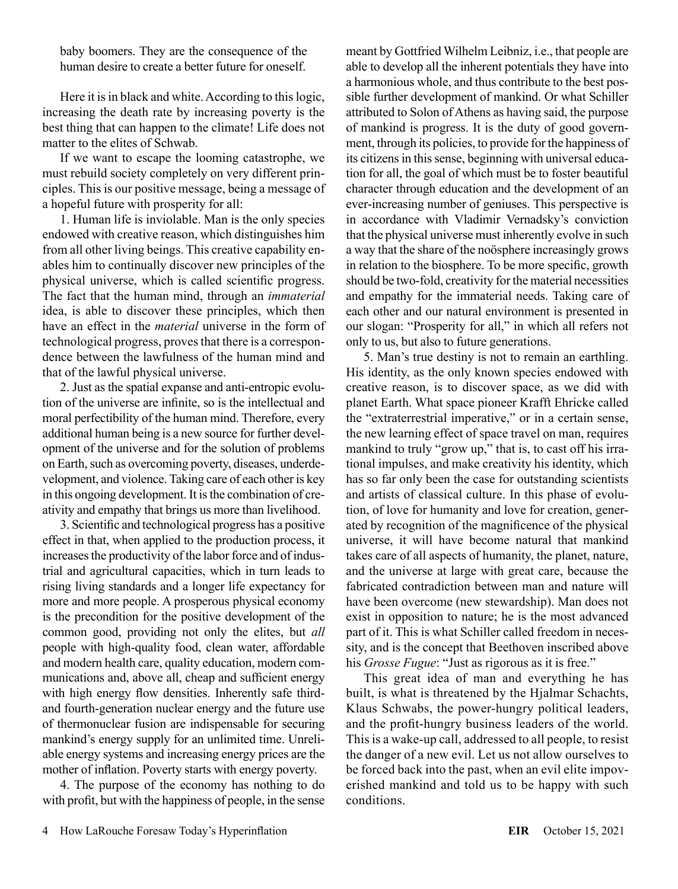baby boomers. They are the consequence of the human desire to create a better future for oneself.

Here it is in black and white. According to this logic, increasing the death rate by increasing poverty is the best thing that can happen to the climate! Life does not matter to the elites of Schwab.

If we want to escape the looming catastrophe, we must rebuild society completely on very different principles. This is our positive message, being a message of a hopeful future with prosperity for all:

1. Human life is inviolable. Man is the only species endowed with creative reason, which distinguishes him from all other living beings. This creative capability enables him to continually discover new principles of the physical universe, which is called scientific progress. The fact that the human mind, through an *immaterial* idea, is able to discover these principles, which then have an effect in the *material* universe in the form of technological progress, proves that there is a correspondence between the lawfulness of the human mind and that of the lawful physical universe.

2. Just as the spatial expanse and anti-entropic evolution of the universe are infinite, so is the intellectual and moral perfectibility of the human mind. Therefore, every additional human being is a new source for further development of the universe and for the solution of problems on Earth, such as overcoming poverty, diseases, underdevelopment, and violence. Taking care of each other is key in this ongoing development. It is the combination of creativity and empathy that brings us more than livelihood.

3. Scientific and technological progress has a positive effect in that, when applied to the production process, it increases the productivity of the labor force and of industrial and agricultural capacities, which in turn leads to rising living standards and a longer life expectancy for more and more people. A prosperous physical economy is the precondition for the positive development of the common good, providing not only the elites, but *all* people with high-quality food, clean water, affordable and modern health care, quality education, modern communications and, above all, cheap and sufficient energy with high energy flow densities. Inherently safe third- and fourth-generation nuclear energy and the future use of thermonuclear fusion are indispensable for securing mankind's energy supply for an unlimited time. Unreliable energy systems and increasing energy prices are the mother of inflation. Poverty starts with energy poverty.

4. The purpose of the economy has nothing to do with profit, but with the happiness of people, in the sense meant by Gottfried Wilhelm Leibniz, i.e., that people are able to develop all the inherent potentials they have into a harmonious whole, and thus contribute to the best possible further development of mankind. Or what Schiller attributed to Solon of Athens as having said, the purpose of mankind is progress. It is the duty of good government, through its policies, to provide for the happiness of its citizens in this sense, beginning with universal education for all, the goal of which must be to foster beautiful character through education and the development of an ever-increasing number of geniuses. This perspective is in accordance with Vladimir Vernadsky's conviction that the physical universe must inherently evolve in such a way that the share of the noösphere increasingly grows in relation to the biosphere. To be more specific, growth should be two-fold, creativity for the material necessities and empathy for the immaterial needs. Taking care of each other and our natural environment is presented in our slogan: "Prosperity for all," in which all refers not only to us, but also to future generations.

5. Man's true destiny is not to remain an earthling. His identity, as the only known species endowed with creative reason, is to discover space, as we did with planet Earth. What space pioneer Krafft Ehricke called the "extraterrestrial imperative," or in a certain sense, the new learning effect of space travel on man, requires mankind to truly "grow up," that is, to cast off his irrational impulses, and make creativity his identity, which has so far only been the case for outstanding scientists and artists of classical culture. In this phase of evolution, of love for humanity and love for creation, generated by recognition of the magnificence of the physical universe, it will have become natural that mankind takes care of all aspects of humanity, the planet, nature, and the universe at large with great care, because the fabricated contradiction between man and nature will have been overcome (new stewardship). Man does not exist in opposition to nature; he is the most advanced part of it. This is what Schiller called freedom in necessity, and is the concept that Beethoven inscribed above his *Grosse Fugue*: "Just as rigorous as it is free."

This great idea of man and everything he has built, is what is threatened by the Hjalmar Schachts, Klaus Schwabs, the power-hungry political leaders, and the profit-hungry business leaders of the world. This is a wake-up call, addressed to all people, to resist the danger of a new evil. Let us not allow ourselves to be forced back into the past, when an evil elite impoverished mankind and told us to be happy with such conditions.